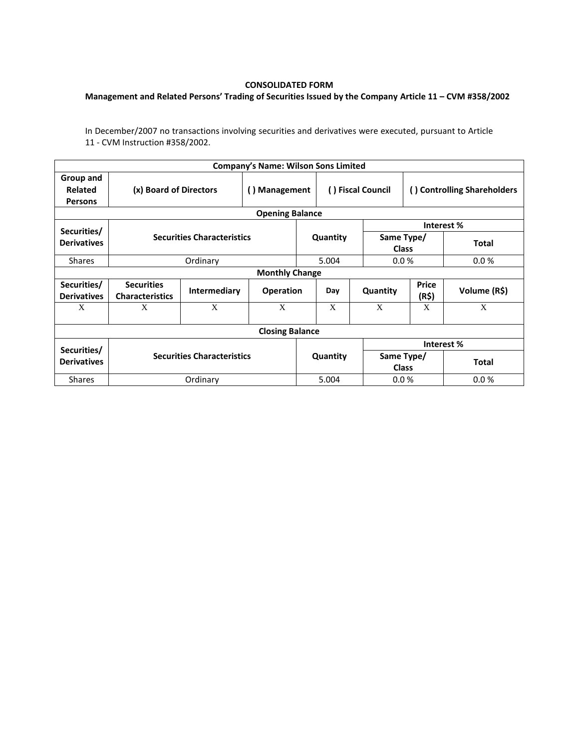**CONSOLIDATED FORM**

**Management and Related Persons' Trading of Securities Issued by the Company Article 11 – CVM #358/2002**

In December/2007 no transactions involving securities and derivatives were executed, pursuant to Article 11 - CVM Instruction #358/2002.

| **Company's Name: Wilson Sons Limited** | | | | | | | |
|---|---|---|---|---|---|---|---|
| **Group and Related Persons** | **(x) Board of Directors** | | **( ) Management** | **( ) Fiscal Council** | | **( ) Controlling Shareholders** | |
| **Opening Balance** | | | | | | | |
| **Securities/ Derivatives** | **Securities Characteristics** | | | **Quantity** | | **Interest %** | |
| | | | | | | **Same Type/ Class** | **Total** |
| Shares | Ordinary | | | 5.004 | | 0.0 % | 0.0 % |
| **Monthly Change** | | | | | | | |
| **Securities/ Derivatives** | **Securities Characteristics** | **Intermediary** | **Operation** | **Day** | **Quantity** | **Price (R$)** | **Volume (R$)** |
| X | X | X | X | X | X | X | X |
| **Closing Balance** | | | | | | | |
| **Securities/ Derivatives** | **Securities Characteristics** | | | **Quantity** | | **Interest %** | |
| | | | | | | **Same Type/ Class** | **Total** |
| Shares | Ordinary | | | 5.004 | | 0.0 % | 0.0 % |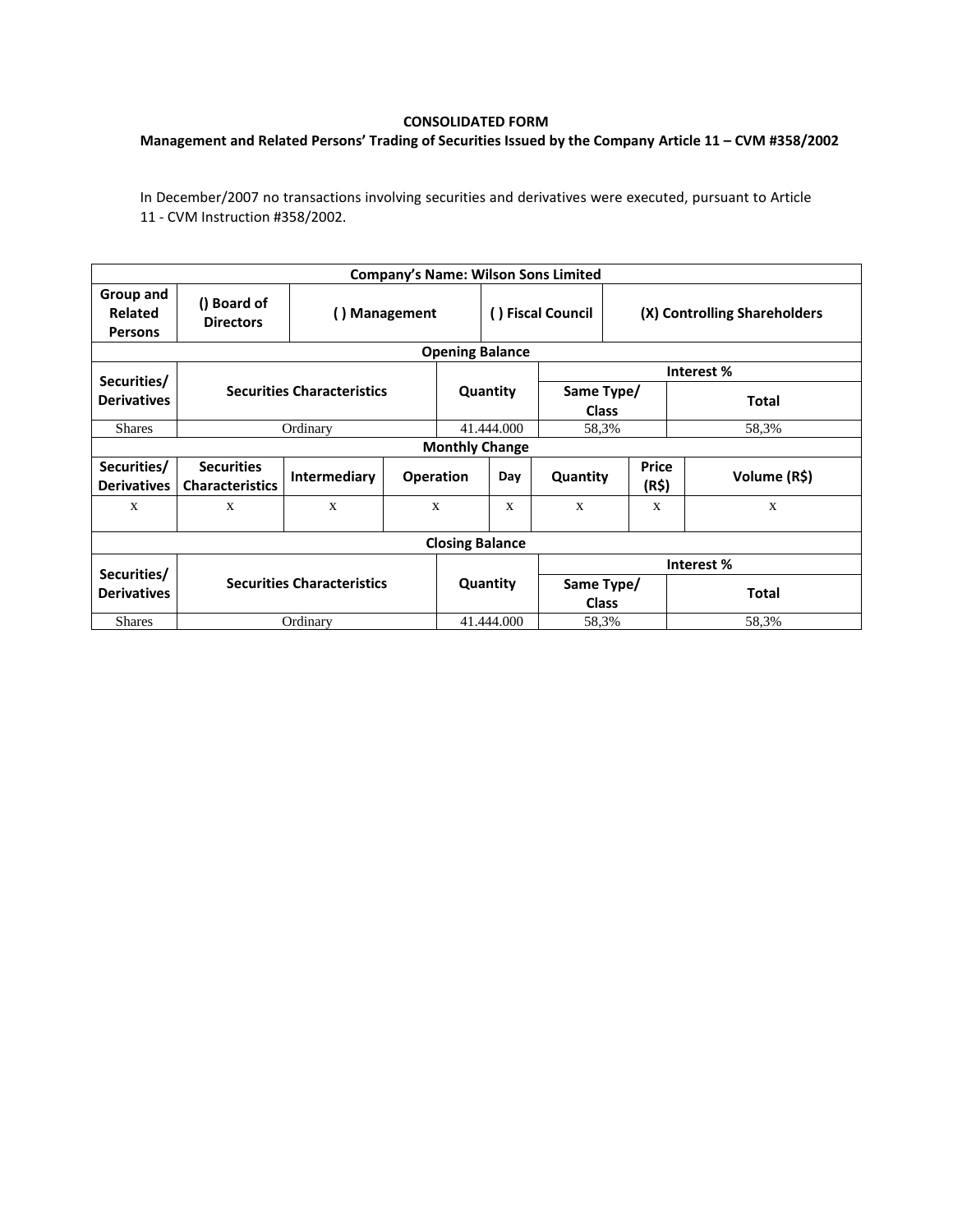**CONSOLIDATED FORM**

**Management and Related Persons' Trading of Securities Issued by the Company Article 11 – CVM #358/2002**

In December/2007 no transactions involving securities and derivatives were executed, pursuant to Article 11 - CVM Instruction #358/2002.

| Company's Name: Wilson Sons Limited | | | | | | | |
|---|---|---|---|---|---|---|---|
| **Group and Related Persons** | **() Board of Directors** | **( ) Management** | | **( ) Fiscal Council** | | **(X) Controlling Shareholders** | |
| **Opening Balance** | | | | | | | |
| **Securities/ Derivatives** | **Securities Characteristics** | | | **Quantity** | **Interest %** | | |
| | | | | | **Same Type/ Class** | | **Total** |
| Shares | Ordinary | | | 41.444.000 | 58,3% | | 58,3% |
| **Monthly Change** | | | | | | | |
| **Securities/ Derivatives** | **Securities Characteristics** | **Intermediary** | **Operation** | **Day** | **Quantity** | **Price (R$)** | **Volume (R$)** |
| X | X | X | X | X | X | X | X |
| **Closing Balance** | | | | | | | |
| **Securities/ Derivatives** | **Securities Characteristics** | | | **Quantity** | **Interest %** | | |
| | | | | | **Same Type/ Class** | | **Total** |
| Shares | Ordinary | | | 41.444.000 | 58,3% | | 58,3% |